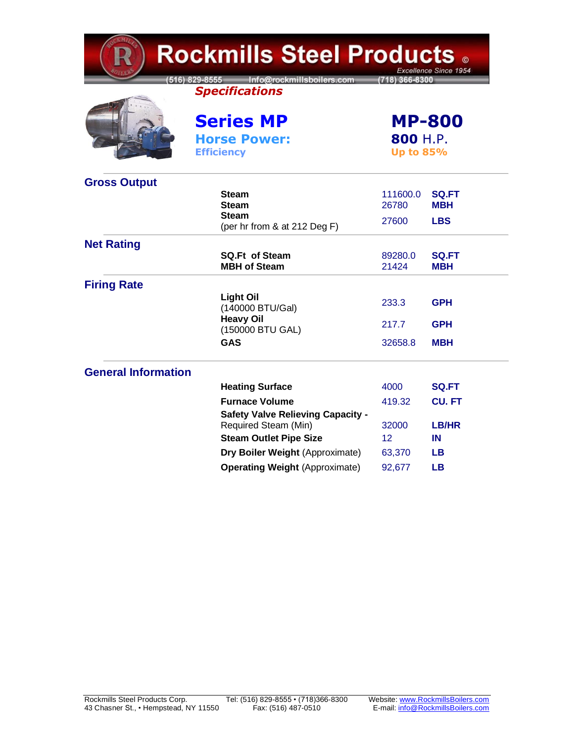# Rockmills Steel Products ©

*Excellence Since 1954*

(516) 829-8555 Info@rockmillsboilers.com (718) 366-8300

***Specifications***

## Series MP — MP-800

**Horse Power:** **800** H.P.

**Efficiency** Up to 85%

### Gross Output

| | | |
|---|---|---|
| **Steam** | 111600.0 | **SQ.FT** |
| **Steam** | 26780 | **MBH** |
| **Steam** (per hr from & at 212 Deg F) | 27600 | **LBS** |

### Net Rating

| | | |
|---|---|---|
| **SQ.Ft of Steam** | 89280.0 | **SQ.FT** |
| **MBH of Steam** | 21424 | **MBH** |

### Firing Rate

| | | |
|---|---|---|
| **Light Oil** (140000 BTU/Gal) | 233.3 | **GPH** |
| **Heavy Oil** (150000 BTU GAL) | 217.7 | **GPH** |
| **GAS** | 32658.8 | **MBH** |

### General Information

| | | |
|---|---|---|
| **Heating Surface** | 4000 | **SQ.FT** |
| **Furnace Volume** | 419.32 | **CU. FT** |
| **Safety Valve Relieving Capacity -** Required Steam (Min) | 32000 | **LB/HR** |
| **Steam Outlet Pipe Size** | 12 | **IN** |
| **Dry Boiler Weight** (Approximate) | 63,370 | **LB** |
| **Operating Weight** (Approximate) | 92,677 | **LB** |

Rockmills Steel Products Corp.
43 Chasner St., • Hempstead, NY 11550

Tel: (516) 829-8555 • (718)366-8300
Fax: (516) 487-0510

Website: www.RockmillsBoilers.com
E-mail: info@RockmillsBoilers.com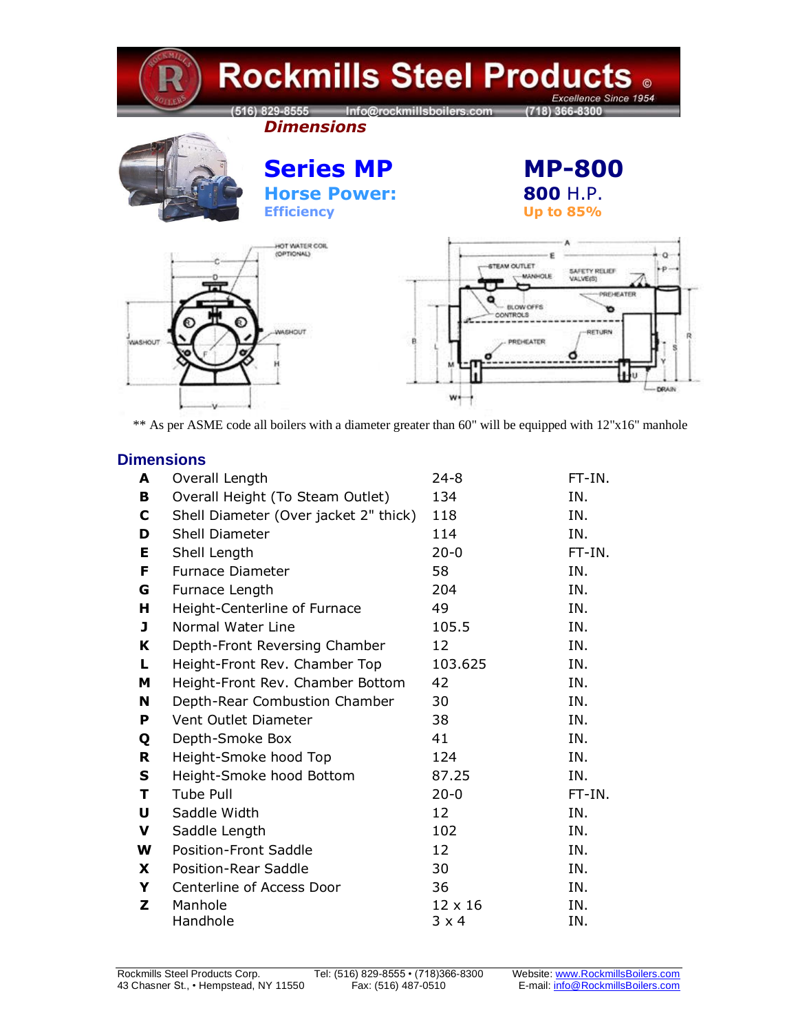# Rockmills Steel Products

Excellence Since 1954

(516) 829-8555 Info@rockmillsboilers.com (718) 366-8300

*Dimensions*

## Series MP

**Horse Power:**

**Efficiency**

## MP-800

**800** H.P.

Up to 85%

HOT WATER COIL (OPTIONAL)

C

D

J

WASHOUT

F

WASHOUT

H

V

A

E

Q

P

STEAM OUTLET

MANHOLE

SAFETY RELIEF VALVE(S)

PREHEATER

BLOW OFFS CONTROLS

RETURN

PREHEATER

B

L

M

R

S

Y

U

W

DRAIN

** As per ASME code all boilers with a diameter greater than 60" will be equipped with 12"x16" manhole

## Dimensions

| | | | |
|---|---|---|---|
| **A** | Overall Length | 24-8 | FT-IN. |
| **B** | Overall Height (To Steam Outlet) | 134 | IN. |
| **C** | Shell Diameter (Over jacket 2" thick) | 118 | IN. |
| **D** | Shell Diameter | 114 | IN. |
| **E** | Shell Length | 20-0 | FT-IN. |
| **F** | Furnace Diameter | 58 | IN. |
| **G** | Furnace Length | 204 | IN. |
| **H** | Height-Centerline of Furnace | 49 | IN. |
| **J** | Normal Water Line | 105.5 | IN. |
| **K** | Depth-Front Reversing Chamber | 12 | IN. |
| **L** | Height-Front Rev. Chamber Top | 103.625 | IN. |
| **M** | Height-Front Rev. Chamber Bottom | 42 | IN. |
| **N** | Depth-Rear Combustion Chamber | 30 | IN. |
| **P** | Vent Outlet Diameter | 38 | IN. |
| **Q** | Depth-Smoke Box | 41 | IN. |
| **R** | Height-Smoke hood Top | 124 | IN. |
| **S** | Height-Smoke hood Bottom | 87.25 | IN. |
| **T** | Tube Pull | 20-0 | FT-IN. |
| **U** | Saddle Width | 12 | IN. |
| **V** | Saddle Length | 102 | IN. |
| **W** | Position-Front Saddle | 12 | IN. |
| **X** | Position-Rear Saddle | 30 | IN. |
| **Y** | Centerline of Access Door | 36 | IN. |
| **Z** | Manhole | 12 x 16 | IN. |
| | Handhole | 3 x 4 | IN. |

Rockmills Steel Products Corp.
43 Chasner St., • Hempstead, NY 11550

Tel: (516) 829-8555 • (718)366-8300
Fax: (516) 487-0510

Website: www.RockmillsBoilers.com
E-mail: info@RockmillsBoilers.com